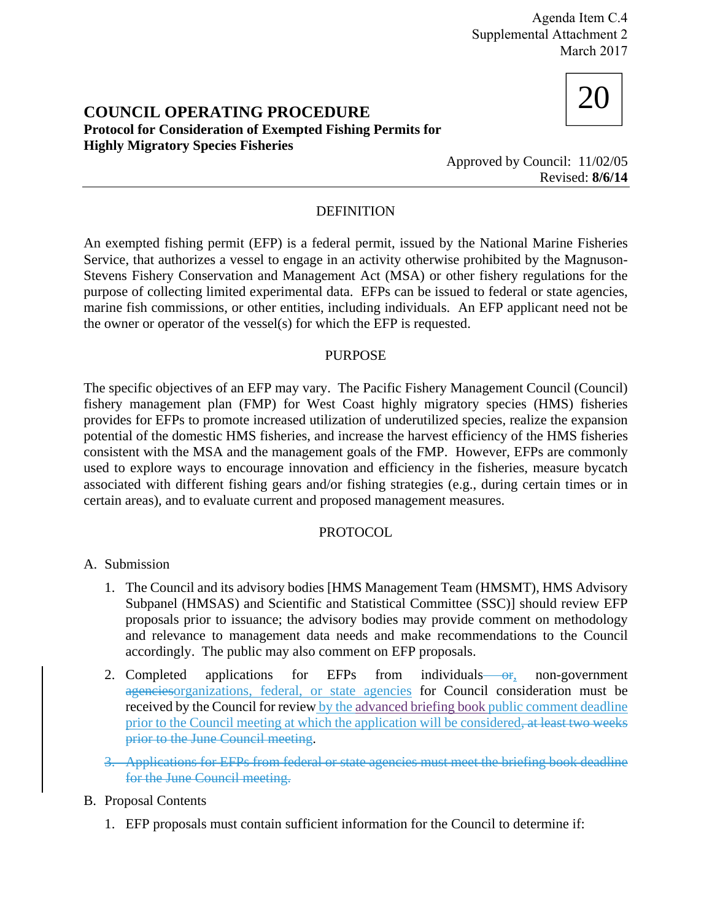Agenda Item C.4
Supplemental Attachment 2
March 2017

20

# COUNCIL OPERATING PROCEDURE

**Protocol for Consideration of Exempted Fishing Permits for Highly Migratory Species Fisheries**

Approved by Council: 11/02/05
Revised: **8/6/14**

## DEFINITION

An exempted fishing permit (EFP) is a federal permit, issued by the National Marine Fisheries Service, that authorizes a vessel to engage in an activity otherwise prohibited by the Magnuson-Stevens Fishery Conservation and Management Act (MSA) or other fishery regulations for the purpose of collecting limited experimental data. EFPs can be issued to federal or state agencies, marine fish commissions, or other entities, including individuals. An EFP applicant need not be the owner or operator of the vessel(s) for which the EFP is requested.

## PURPOSE

The specific objectives of an EFP may vary. The Pacific Fishery Management Council (Council) fishery management plan (FMP) for West Coast highly migratory species (HMS) fisheries provides for EFPs to promote increased utilization of underutilized species, realize the expansion potential of the domestic HMS fisheries, and increase the harvest efficiency of the HMS fisheries consistent with the MSA and the management goals of the FMP. However, EFPs are commonly used to explore ways to encourage innovation and efficiency in the fisheries, measure bycatch associated with different fishing gears and/or fishing strategies (e.g., during certain times or in certain areas), and to evaluate current and proposed management measures.

## PROTOCOL

A. Submission

1. The Council and its advisory bodies [HMS Management Team (HMSMT), HMS Advisory Subpanel (HMSAS) and Scientific and Statistical Committee (SSC)] should review EFP proposals prior to issuance; the advisory bodies may provide comment on methodology and relevance to management data needs and make recommendations to the Council accordingly. The public may also comment on EFP proposals.

2. Completed applications for EFPs from individuals ~~or~~, non-government ~~agencies~~organizations, federal, or state agencies for Council consideration must be received by the Council for review by the advanced briefing book public comment deadline prior to the Council meeting at which the application will be considered~~, at least two weeks prior to the June Council meeting~~.

3. ~~Applications for EFPs from federal or state agencies must meet the briefing book deadline for the June Council meeting.~~

B. Proposal Contents

1. EFP proposals must contain sufficient information for the Council to determine if: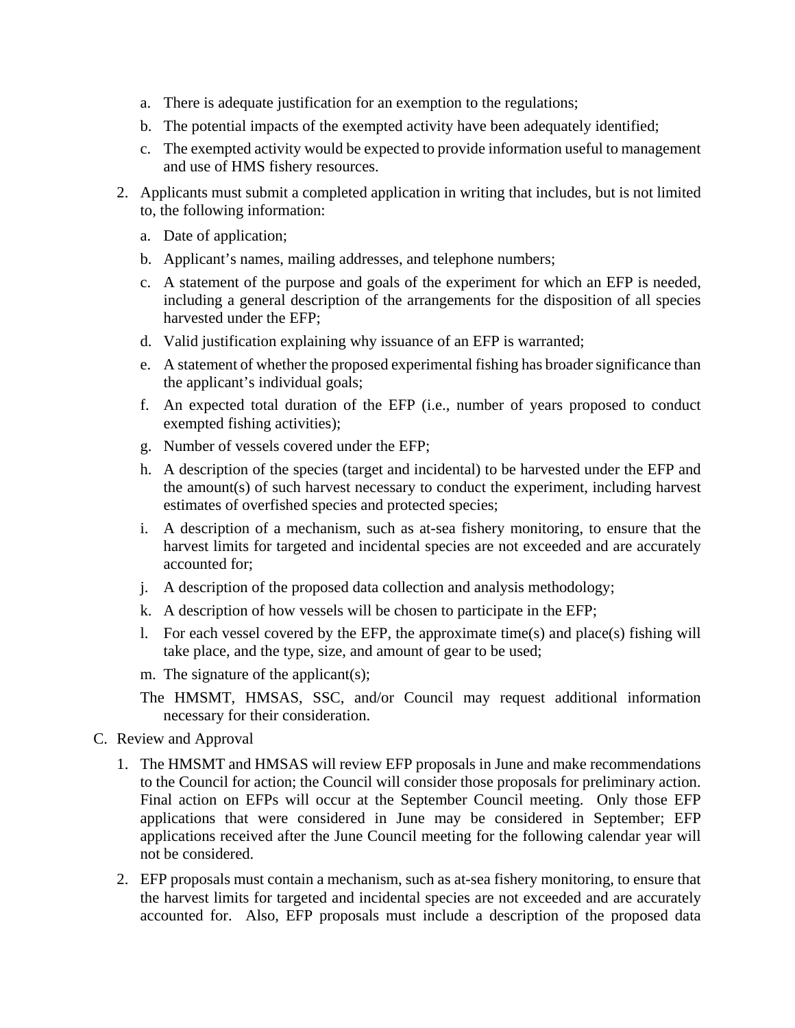a. There is adequate justification for an exemption to the regulations;
   b. The potential impacts of the exempted activity have been adequately identified;
   c. The exempted activity would be expected to provide information useful to management and use of HMS fishery resources.

2. Applicants must submit a completed application in writing that includes, but is not limited to, the following information:
   a. Date of application;
   b. Applicant's names, mailing addresses, and telephone numbers;
   c. A statement of the purpose and goals of the experiment for which an EFP is needed, including a general description of the arrangements for the disposition of all species harvested under the EFP;
   d. Valid justification explaining why issuance of an EFP is warranted;
   e. A statement of whether the proposed experimental fishing has broader significance than the applicant's individual goals;
   f. An expected total duration of the EFP (i.e., number of years proposed to conduct exempted fishing activities);
   g. Number of vessels covered under the EFP;
   h. A description of the species (target and incidental) to be harvested under the EFP and the amount(s) of such harvest necessary to conduct the experiment, including harvest estimates of overfished species and protected species;
   i. A description of a mechanism, such as at-sea fishery monitoring, to ensure that the harvest limits for targeted and incidental species are not exceeded and are accurately accounted for;
   j. A description of the proposed data collection and analysis methodology;
   k. A description of how vessels will be chosen to participate in the EFP;
   l. For each vessel covered by the EFP, the approximate time(s) and place(s) fishing will take place, and the type, size, and amount of gear to be used;
   m. The signature of the applicant(s);

   The HMSMT, HMSAS, SSC, and/or Council may request additional information necessary for their consideration.

C. Review and Approval

1. The HMSMT and HMSAS will review EFP proposals in June and make recommendations to the Council for action; the Council will consider those proposals for preliminary action. Final action on EFPs will occur at the September Council meeting. Only those EFP applications that were considered in June may be considered in September; EFP applications received after the June Council meeting for the following calendar year will not be considered.

2. EFP proposals must contain a mechanism, such as at-sea fishery monitoring, to ensure that the harvest limits for targeted and incidental species are not exceeded and are accurately accounted for. Also, EFP proposals must include a description of the proposed data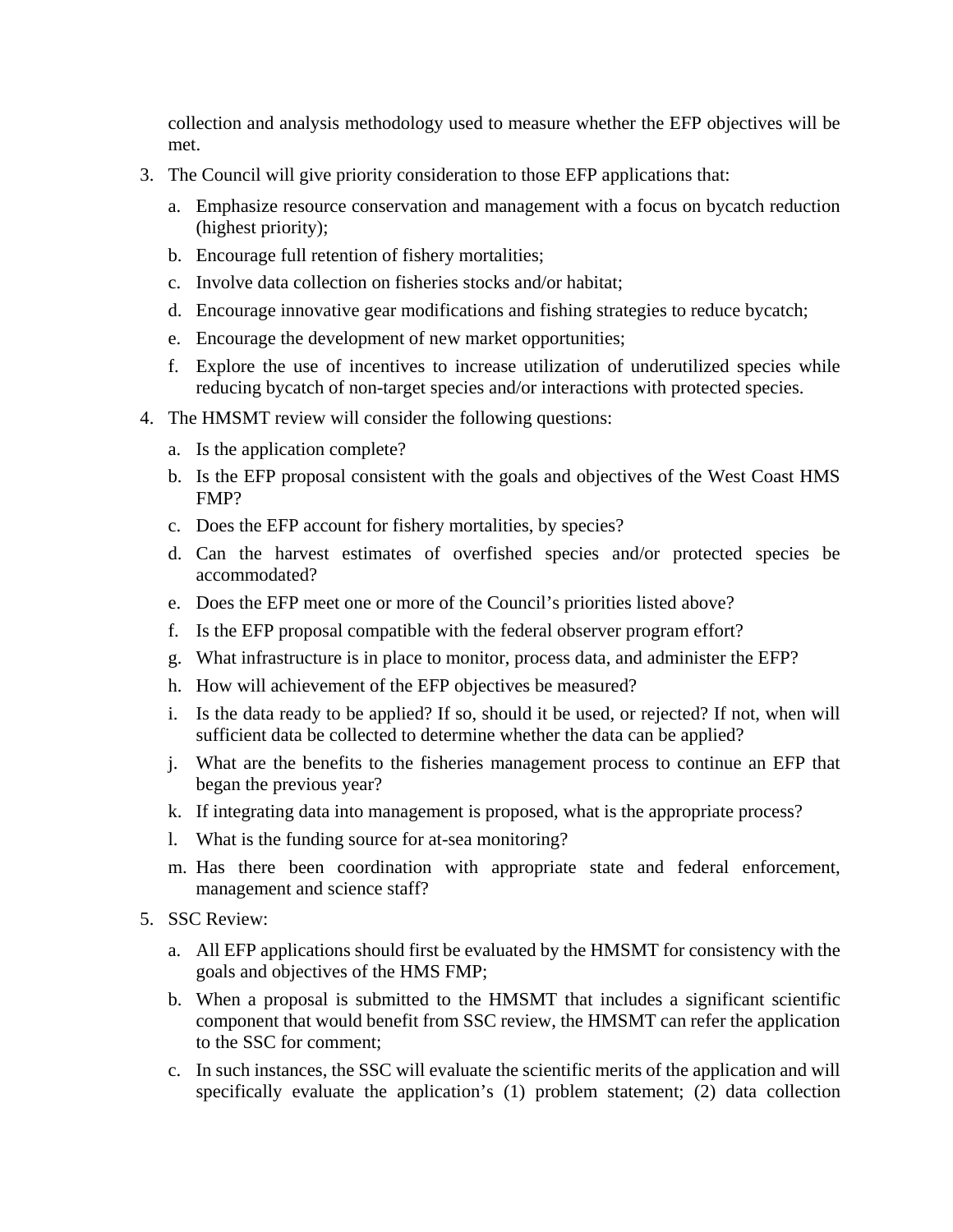collection and analysis methodology used to measure whether the EFP objectives will be met.

3. The Council will give priority consideration to those EFP applications that:
   a. Emphasize resource conservation and management with a focus on bycatch reduction (highest priority);
   b. Encourage full retention of fishery mortalities;
   c. Involve data collection on fisheries stocks and/or habitat;
   d. Encourage innovative gear modifications and fishing strategies to reduce bycatch;
   e. Encourage the development of new market opportunities;
   f. Explore the use of incentives to increase utilization of underutilized species while reducing bycatch of non-target species and/or interactions with protected species.
4. The HMSMT review will consider the following questions:
   a. Is the application complete?
   b. Is the EFP proposal consistent with the goals and objectives of the West Coast HMS FMP?
   c. Does the EFP account for fishery mortalities, by species?
   d. Can the harvest estimates of overfished species and/or protected species be accommodated?
   e. Does the EFP meet one or more of the Council's priorities listed above?
   f. Is the EFP proposal compatible with the federal observer program effort?
   g. What infrastructure is in place to monitor, process data, and administer the EFP?
   h. How will achievement of the EFP objectives be measured?
   i. Is the data ready to be applied? If so, should it be used, or rejected? If not, when will sufficient data be collected to determine whether the data can be applied?
   j. What are the benefits to the fisheries management process to continue an EFP that began the previous year?
   k. If integrating data into management is proposed, what is the appropriate process?
   l. What is the funding source for at-sea monitoring?
   m. Has there been coordination with appropriate state and federal enforcement, management and science staff?
5. SSC Review:
   a. All EFP applications should first be evaluated by the HMSMT for consistency with the goals and objectives of the HMS FMP;
   b. When a proposal is submitted to the HMSMT that includes a significant scientific component that would benefit from SSC review, the HMSMT can refer the application to the SSC for comment;
   c. In such instances, the SSC will evaluate the scientific merits of the application and will specifically evaluate the application's (1) problem statement; (2) data collection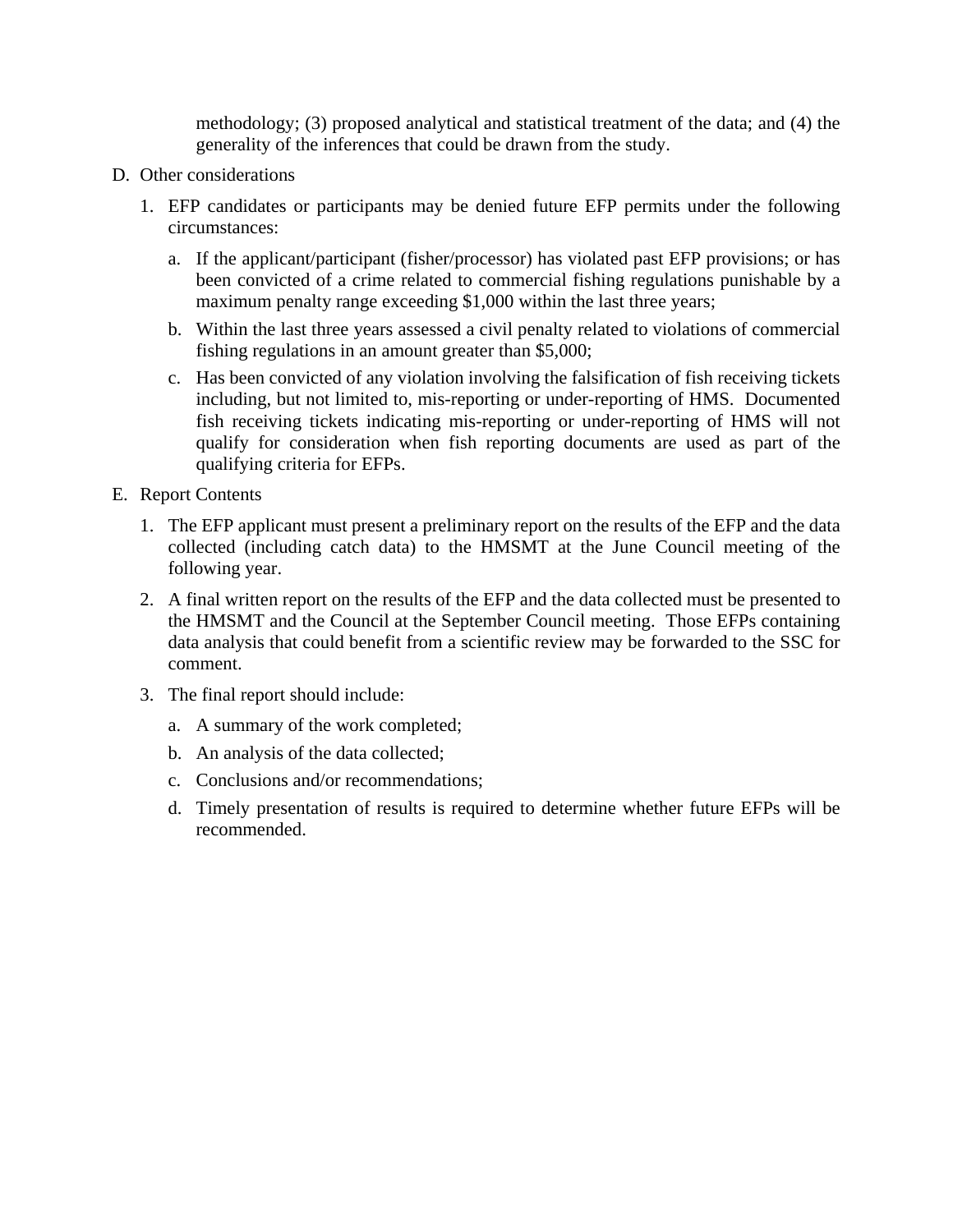methodology; (3) proposed analytical and statistical treatment of the data; and (4) the generality of the inferences that could be drawn from the study.

D. Other considerations

1. EFP candidates or participants may be denied future EFP permits under the following circumstances:

    a. If the applicant/participant (fisher/processor) has violated past EFP provisions; or has been convicted of a crime related to commercial fishing regulations punishable by a maximum penalty range exceeding $1,000 within the last three years;

    b. Within the last three years assessed a civil penalty related to violations of commercial fishing regulations in an amount greater than $5,000;

    c. Has been convicted of any violation involving the falsification of fish receiving tickets including, but not limited to, mis-reporting or under-reporting of HMS. Documented fish receiving tickets indicating mis-reporting or under-reporting of HMS will not qualify for consideration when fish reporting documents are used as part of the qualifying criteria for EFPs.

E. Report Contents

1. The EFP applicant must present a preliminary report on the results of the EFP and the data collected (including catch data) to the HMSMT at the June Council meeting of the following year.

2. A final written report on the results of the EFP and the data collected must be presented to the HMSMT and the Council at the September Council meeting. Those EFPs containing data analysis that could benefit from a scientific review may be forwarded to the SSC for comment.

3. The final report should include:

    a. A summary of the work completed;

    b. An analysis of the data collected;

    c. Conclusions and/or recommendations;

    d. Timely presentation of results is required to determine whether future EFPs will be recommended.